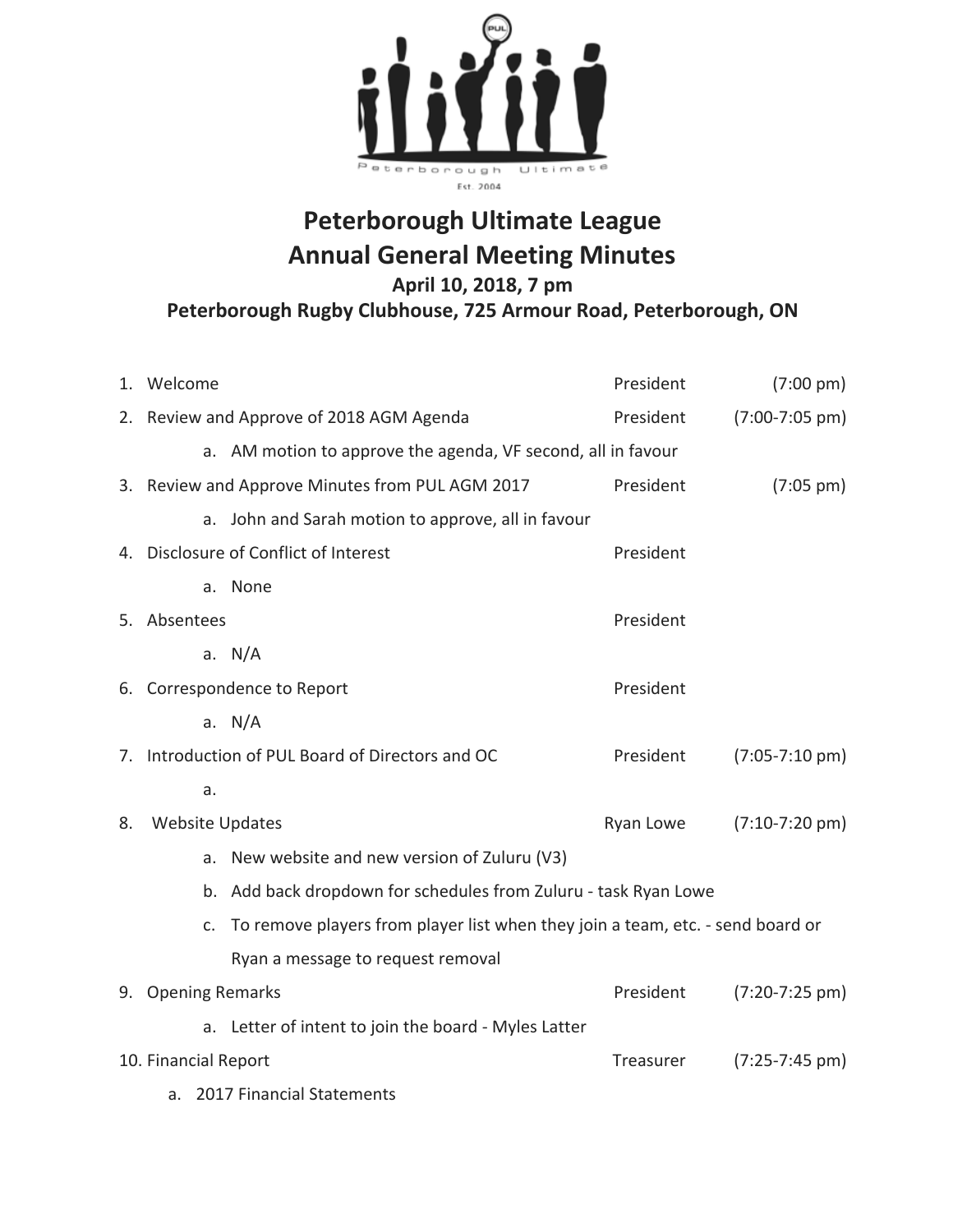# Peterborough Ultimate League
# Annual General Meeting Minutes

**April 10, 2018, 7 pm**

**Peterborough Rugby Clubhouse, 725 Armour Road, Peterborough, ON**

1. Welcome — President — (7:00 pm)
2. Review and Approve of 2018 AGM Agenda — President — (7:00-7:05 pm)
   a. AM motion to approve the agenda, VF second, all in favour
3. Review and Approve Minutes from PUL AGM 2017 — President — (7:05 pm)
   a. John and Sarah motion to approve, all in favour
4. Disclosure of Conflict of Interest — President
   a. None
5. Absentees — President
   a. N/A
6. Correspondence to Report — President
   a. N/A
7. Introduction of PUL Board of Directors and OC — President — (7:05-7:10 pm)
   a.
8. Website Updates — Ryan Lowe — (7:10-7:20 pm)
   a. New website and new version of Zuluru (V3)
   b. Add back dropdown for schedules from Zuluru - task Ryan Lowe
   c. To remove players from player list when they join a team, etc. - send board or Ryan a message to request removal
9. Opening Remarks — President — (7:20-7:25 pm)
   a. Letter of intent to join the board - Myles Latter
10. Financial Report — Treasurer — (7:25-7:45 pm)
    a. 2017 Financial Statements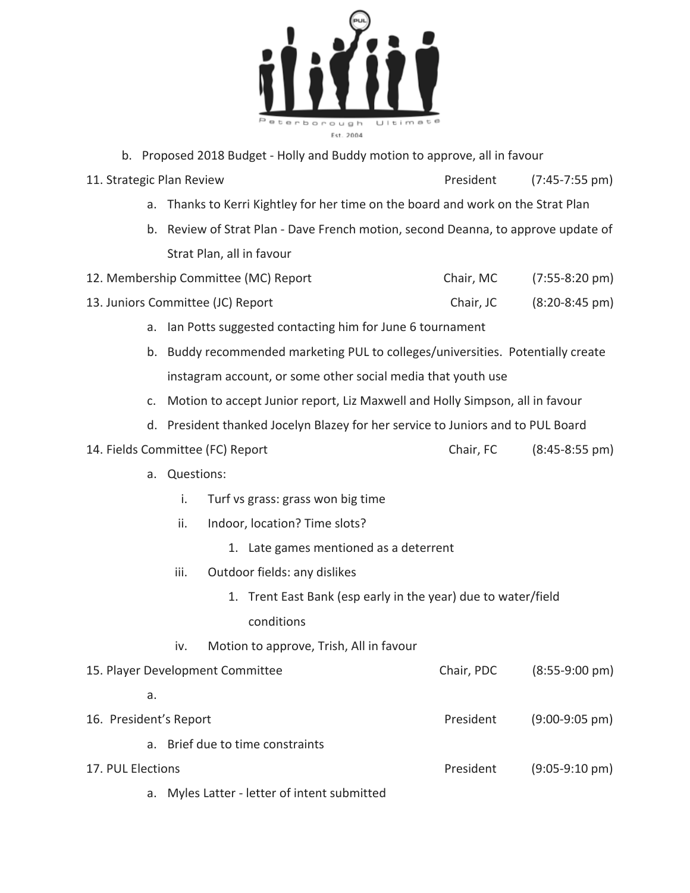b. Proposed 2018 Budget - Holly and Buddy motion to approve, all in favour

11. Strategic Plan Review — President (7:45-7:55 pm)
    a. Thanks to Kerri Kightley for her time on the board and work on the Strat Plan
    b. Review of Strat Plan - Dave French motion, second Deanna, to approve update of Strat Plan, all in favour

12. Membership Committee (MC) Report — Chair, MC (7:55-8:20 pm)

13. Juniors Committee (JC) Report — Chair, JC (8:20-8:45 pm)
    a. Ian Potts suggested contacting him for June 6 tournament
    b. Buddy recommended marketing PUL to colleges/universities. Potentially create instagram account, or some other social media that youth use
    c. Motion to accept Junior report, Liz Maxwell and Holly Simpson, all in favour
    d. President thanked Jocelyn Blazey for her service to Juniors and to PUL Board

14. Fields Committee (FC) Report — Chair, FC (8:45-8:55 pm)
    a. Questions:
        i. Turf vs grass: grass won big time
        ii. Indoor, location? Time slots?
            1. Late games mentioned as a deterrent
        iii. Outdoor fields: any dislikes
            1. Trent East Bank (esp early in the year) due to water/field conditions
        iv. Motion to approve, Trish, All in favour

15. Player Development Committee — Chair, PDC (8:55-9:00 pm)
    a.

16. President's Report — President (9:00-9:05 pm)
    a. Brief due to time constraints

17. PUL Elections — President (9:05-9:10 pm)
    a. Myles Latter - letter of intent submitted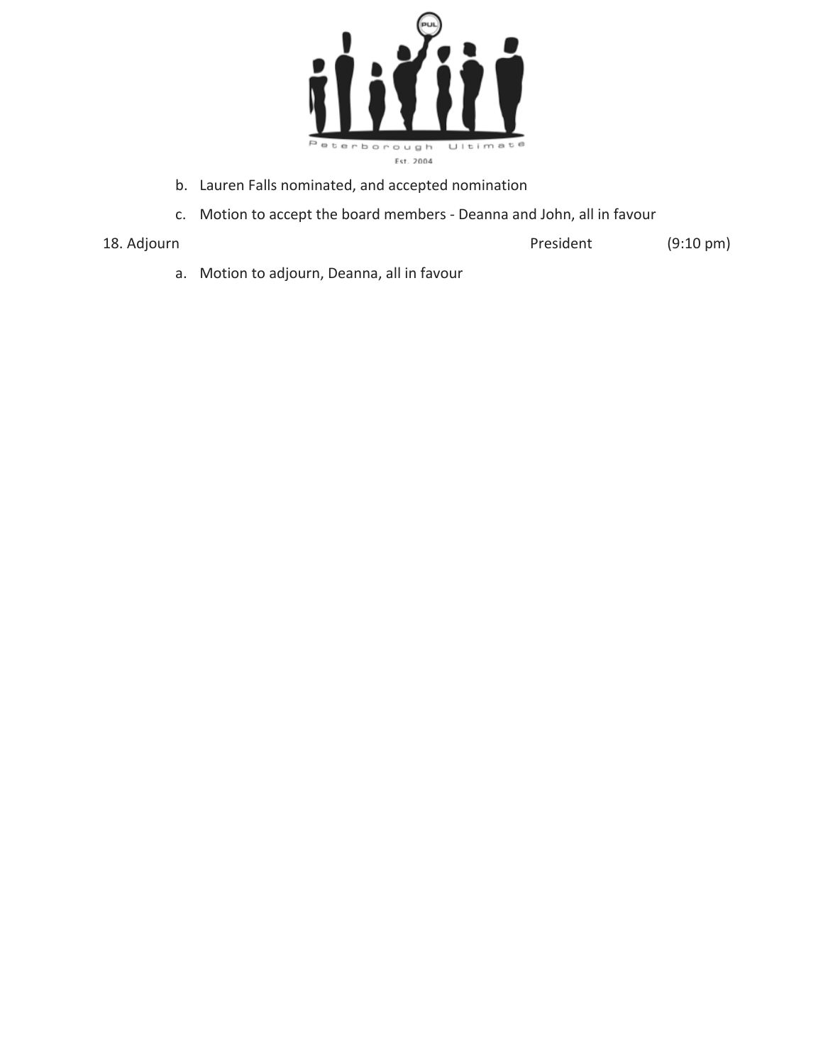b. Lauren Falls nominated, and accepted nomination

c. Motion to accept the board members - Deanna and John, all in favour

18. Adjourn President (9:10 pm)

a. Motion to adjourn, Deanna, all in favour